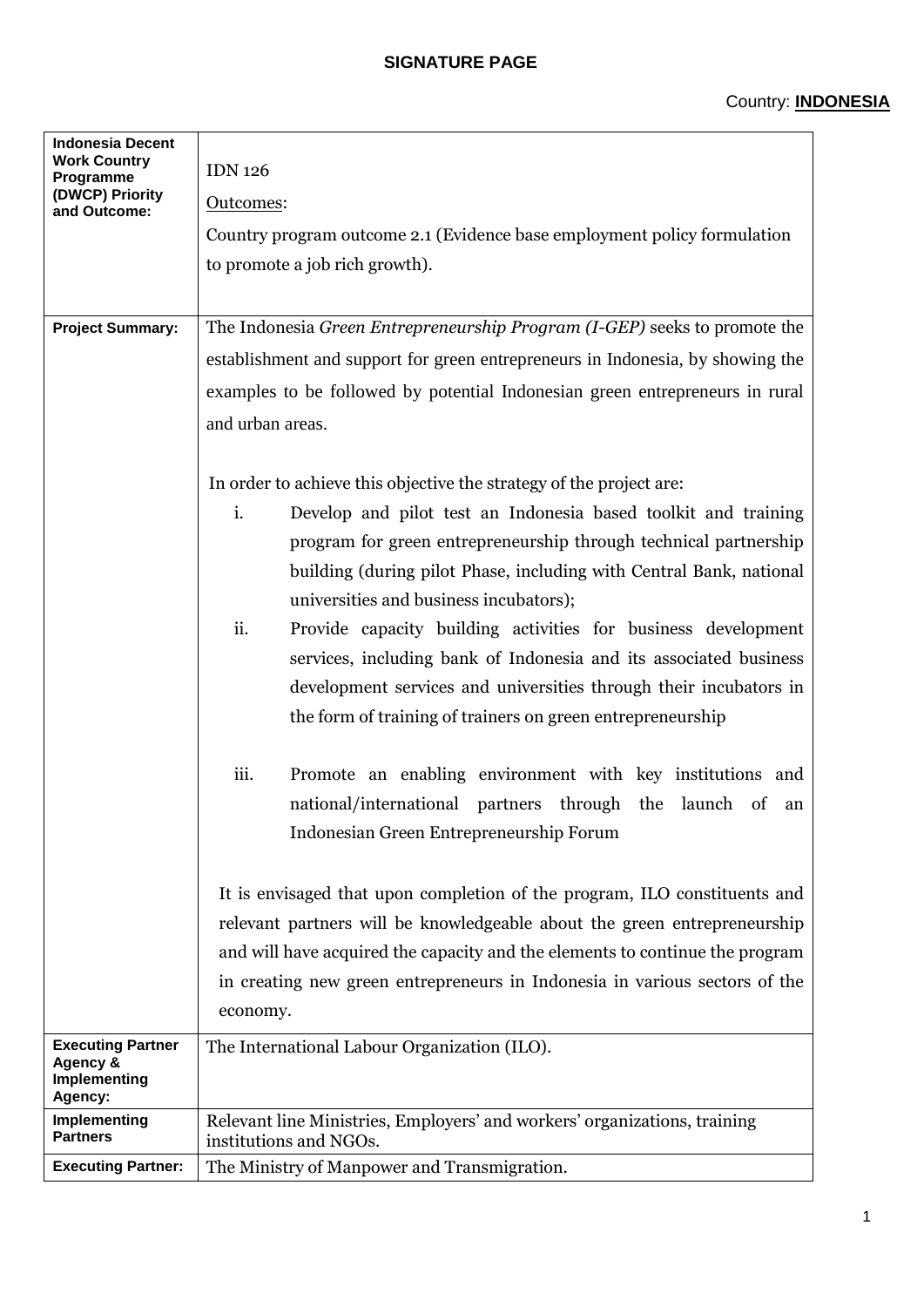## SIGNATURE PAGE

Country: **INDONESIA**

| | |
|---|---|
| **Indonesia Decent Work Country Programme (DWCP) Priority and Outcome:** | IDN 126<br><br>Outcomes:<br><br>Country program outcome 2.1 (Evidence base employment policy formulation to promote a job rich growth). |
| **Project Summary:** | The Indonesia *Green Entrepreneurship Program (I-GEP)* seeks to promote the establishment and support for green entrepreneurs in Indonesia, by showing the examples to be followed by potential Indonesian green entrepreneurs in rural and urban areas.<br><br>In order to achieve this objective the strategy of the project are:<br><br>i. Develop and pilot test an Indonesia based toolkit and training program for green entrepreneurship through technical partnership building (during pilot Phase, including with Central Bank, national universities and business incubators);<br><br>ii. Provide capacity building activities for business development services, including bank of Indonesia and its associated business development services and universities through their incubators in the form of training of trainers on green entrepreneurship<br><br>iii. Promote an enabling environment with key institutions and national/international partners through the launch of an Indonesian Green Entrepreneurship Forum<br><br>It is envisaged that upon completion of the program, ILO constituents and relevant partners will be knowledgeable about the green entrepreneurship and will have acquired the capacity and the elements to continue the program in creating new green entrepreneurs in Indonesia in various sectors of the economy. |
| **Executing Partner Agency & Implementing Agency:** | The International Labour Organization (ILO). |
| **Implementing Partners** | Relevant line Ministries, Employers' and workers' organizations, training institutions and NGOs. |
| **Executing Partner:** | The Ministry of Manpower and Transmigration. |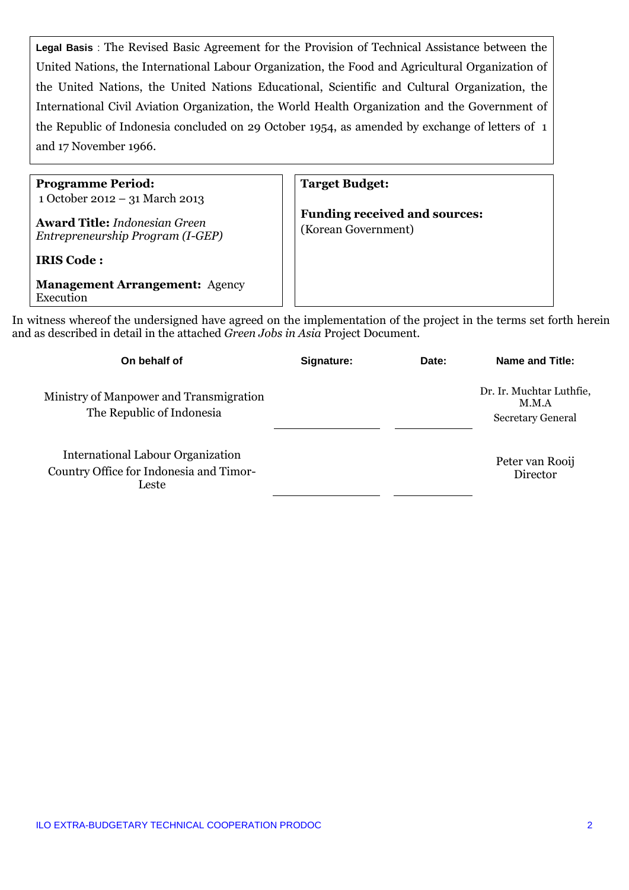**Legal Basis** : The Revised Basic Agreement for the Provision of Technical Assistance between the United Nations, the International Labour Organization, the Food and Agricultural Organization of the United Nations, the United Nations Educational, Scientific and Cultural Organization, the International Civil Aviation Organization, the World Health Organization and the Government of the Republic of Indonesia concluded on 29 October 1954, as amended by exchange of letters of 1 and 17 November 1966.

| | |
|---|---|
| **Programme Period:** 1 October 2012 – 31 March 2013 | **Target Budget:** |
| **Award Title:** *Indonesian Green Entrepreneurship Program (I-GEP)* | **Funding received and sources:** (Korean Government) |
| **IRIS Code :** | |
| **Management Arrangement:** Agency Execution | |

In witness whereof the undersigned have agreed on the implementation of the project in the terms set forth herein and as described in detail in the attached *Green Jobs in Asia* Project Document.

| On behalf of | Signature: | Date: | Name and Title: |
|---|---|---|---|
| Ministry of Manpower and Transmigration The Republic of Indonesia | | | Dr. Ir. Muchtar Luthfie, M.M.A Secretary General |
| International Labour Organization Country Office for Indonesia and Timor-Leste | | | Peter van Rooij Director |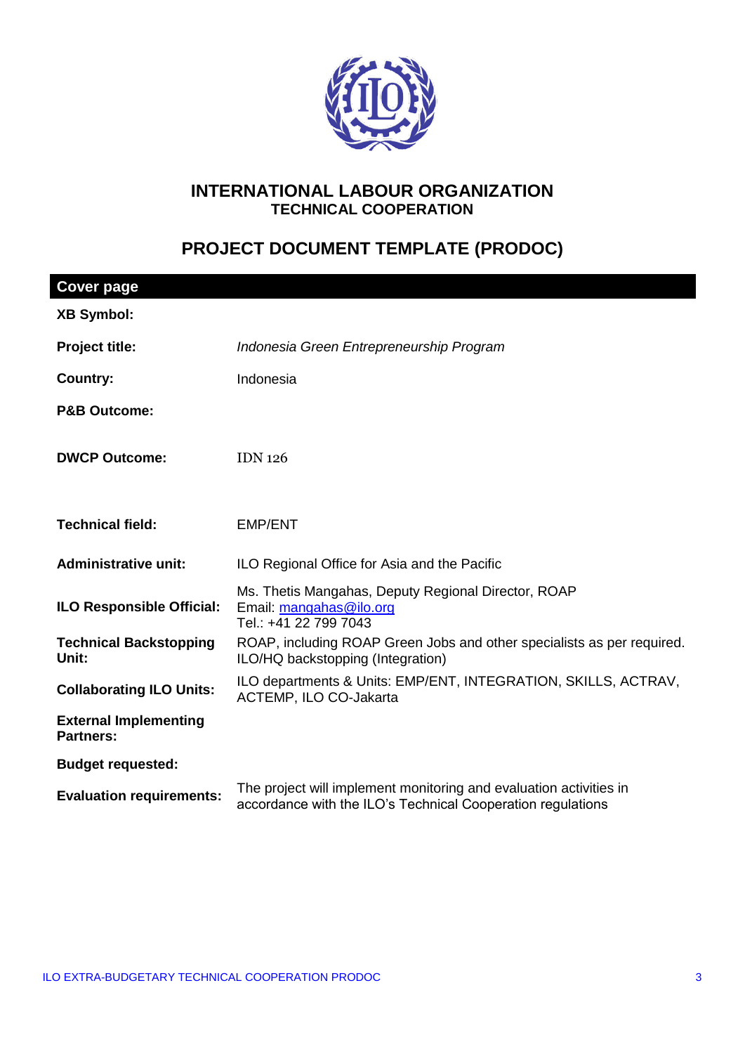# INTERNATIONAL LABOUR ORGANIZATION
### TECHNICAL COOPERATION

## PROJECT DOCUMENT TEMPLATE (PRODOC)

| **Cover page** | |
|---|---|
| **XB Symbol:** | |
| **Project title:** | *Indonesia Green Entrepreneurship Program* |
| **Country:** | Indonesia |
| **P&B Outcome:** | |
| **DWCP Outcome:** | IDN 126 |
| **Technical field:** | EMP/ENT |
| **Administrative unit:** | ILO Regional Office for Asia and the Pacific |
| **ILO Responsible Official:** | Ms. Thetis Mangahas, Deputy Regional Director, ROAP<br>Email: mangahas@ilo.org<br>Tel.: +41 22 799 7043 |
| **Technical Backstopping Unit:** | ROAP, including ROAP Green Jobs and other specialists as per required. ILO/HQ backstopping (Integration) |
| **Collaborating ILO Units:** | ILO departments & Units: EMP/ENT, INTEGRATION, SKILLS, ACTRAV, ACTEMP, ILO CO-Jakarta |
| **External Implementing Partners:** | |
| **Budget requested:** | |
| **Evaluation requirements:** | The project will implement monitoring and evaluation activities in accordance with the ILO's Technical Cooperation regulations |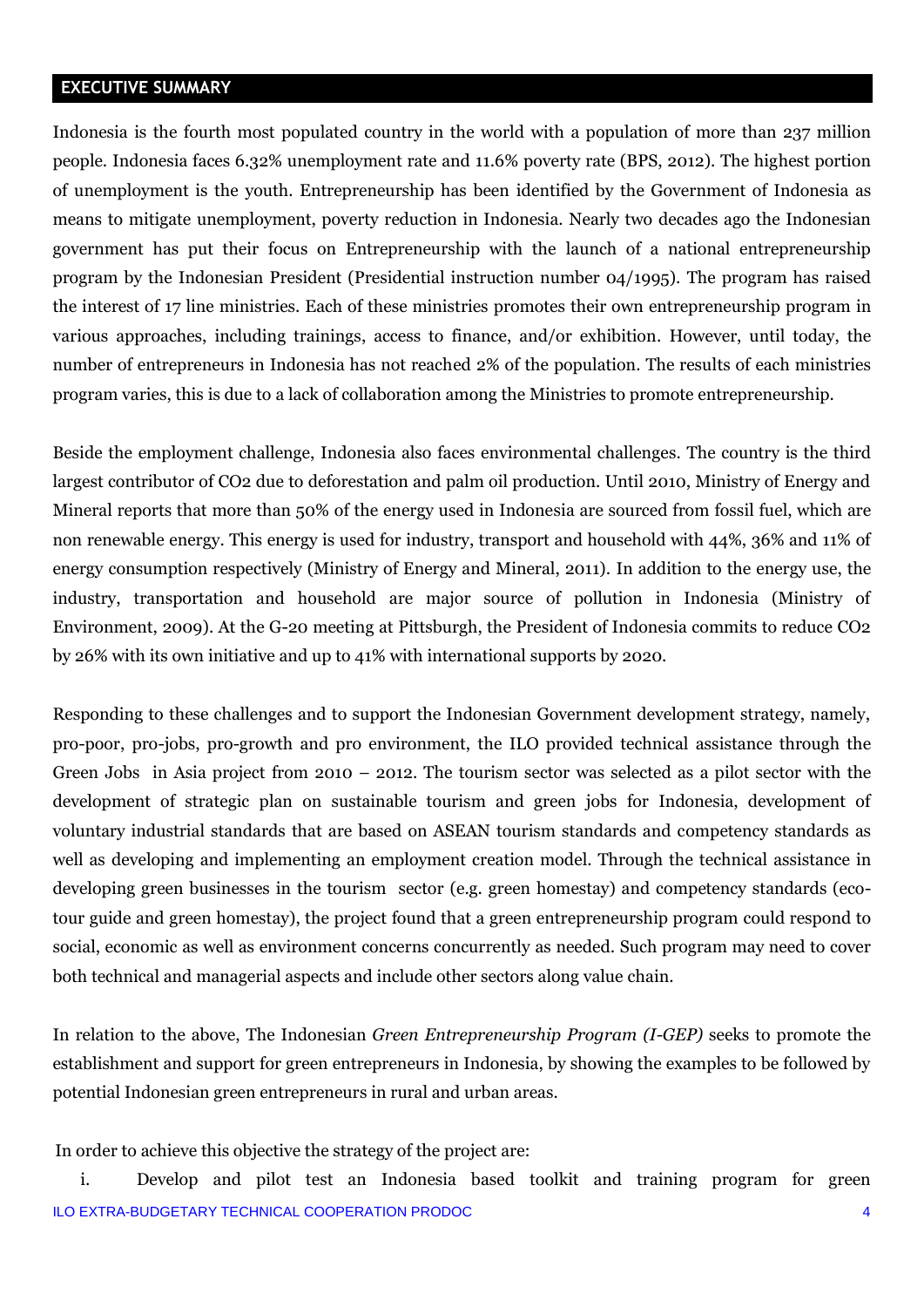## EXECUTIVE SUMMARY

Indonesia is the fourth most populated country in the world with a population of more than 237 million people. Indonesia faces 6.32% unemployment rate and 11.6% poverty rate (BPS, 2012). The highest portion of unemployment is the youth. Entrepreneurship has been identified by the Government of Indonesia as means to mitigate unemployment, poverty reduction in Indonesia. Nearly two decades ago the Indonesian government has put their focus on Entrepreneurship with the launch of a national entrepreneurship program by the Indonesian President (Presidential instruction number 04/1995). The program has raised the interest of 17 line ministries. Each of these ministries promotes their own entrepreneurship program in various approaches, including trainings, access to finance, and/or exhibition. However, until today, the number of entrepreneurs in Indonesia has not reached 2% of the population. The results of each ministries program varies, this is due to a lack of collaboration among the Ministries to promote entrepreneurship.

Beside the employment challenge, Indonesia also faces environmental challenges. The country is the third largest contributor of $CO_2$ due to deforestation and palm oil production. Until 2010, Ministry of Energy and Mineral reports that more than 50% of the energy used in Indonesia are sourced from fossil fuel, which are non renewable energy. This energy is used for industry, transport and household with 44%, 36% and 11% of energy consumption respectively (Ministry of Energy and Mineral, 2011). In addition to the energy use, the industry, transportation and household are major source of pollution in Indonesia (Ministry of Environment, 2009). At the G-20 meeting at Pittsburgh, the President of Indonesia commits to reduce $CO_2$ by 26% with its own initiative and up to 41% with international supports by 2020.

Responding to these challenges and to support the Indonesian Government development strategy, namely, pro-poor, pro-jobs, pro-growth and pro environment, the ILO provided technical assistance through the Green Jobs in Asia project from 2010 – 2012. The tourism sector was selected as a pilot sector with the development of strategic plan on sustainable tourism and green jobs for Indonesia, development of voluntary industrial standards that are based on ASEAN tourism standards and competency standards as well as developing and implementing an employment creation model. Through the technical assistance in developing green businesses in the tourism sector (e.g. green homestay) and competency standards (eco-tour guide and green homestay), the project found that a green entrepreneurship program could respond to social, economic as well as environment concerns concurrently as needed. Such program may need to cover both technical and managerial aspects and include other sectors along value chain.

In relation to the above, The Indonesian *Green Entrepreneurship Program (I-GEP)* seeks to promote the establishment and support for green entrepreneurs in Indonesia, by showing the examples to be followed by potential Indonesian green entrepreneurs in rural and urban areas.

In order to achieve this objective the strategy of the project are:

i. Develop and pilot test an Indonesia based toolkit and training program for green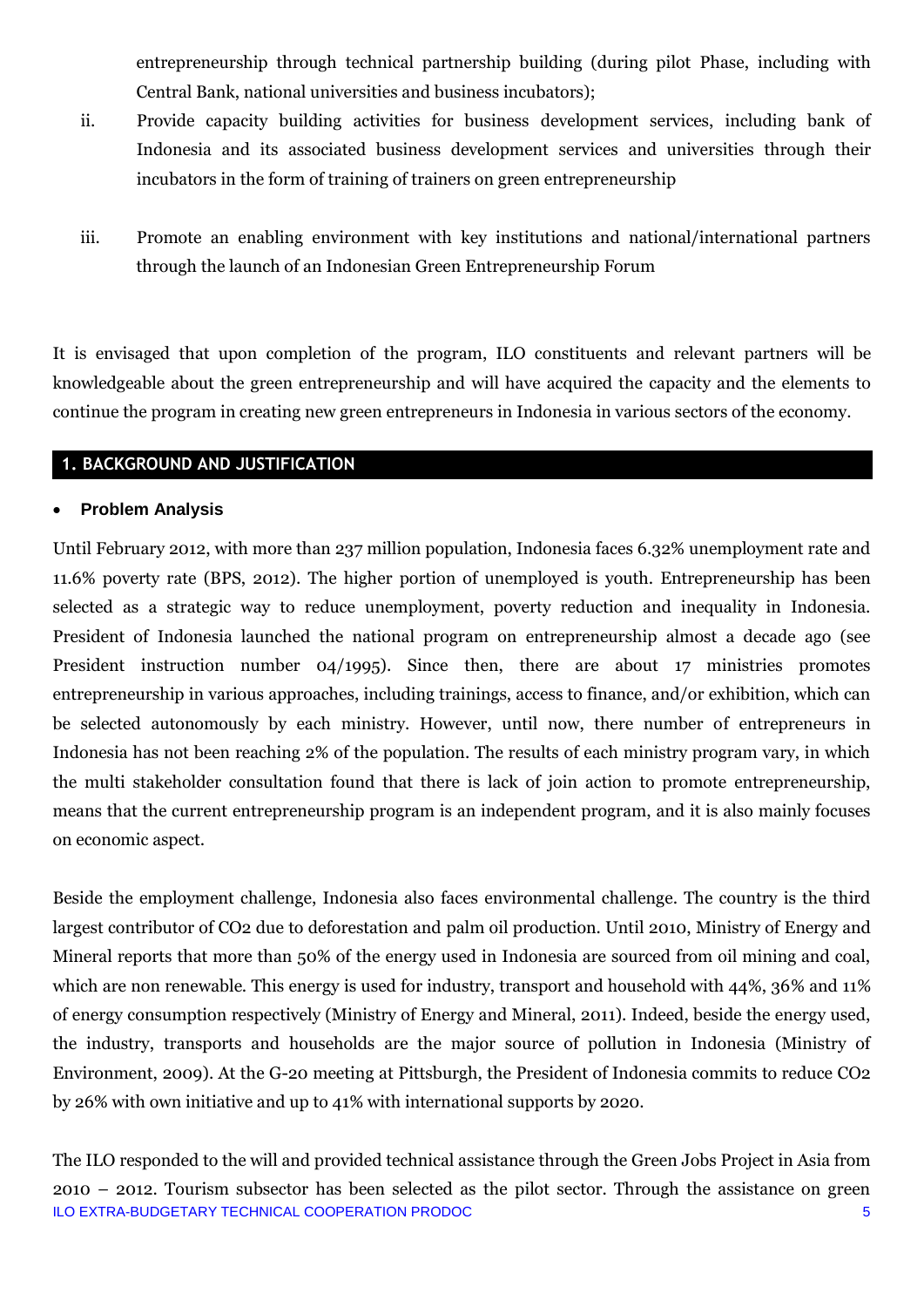entrepreneurship through technical partnership building (during pilot Phase, including with Central Bank, national universities and business incubators);

ii. Provide capacity building activities for business development services, including bank of Indonesia and its associated business development services and universities through their incubators in the form of training of trainers on green entrepreneurship

iii. Promote an enabling environment with key institutions and national/international partners through the launch of an Indonesian Green Entrepreneurship Forum

It is envisaged that upon completion of the program, ILO constituents and relevant partners will be knowledgeable about the green entrepreneurship and will have acquired the capacity and the elements to continue the program in creating new green entrepreneurs in Indonesia in various sectors of the economy.

## 1. BACKGROUND AND JUSTIFICATION

- **Problem Analysis**

Until February 2012, with more than 237 million population, Indonesia faces 6.32% unemployment rate and 11.6% poverty rate (BPS, 2012). The higher portion of unemployed is youth. Entrepreneurship has been selected as a strategic way to reduce unemployment, poverty reduction and inequality in Indonesia. President of Indonesia launched the national program on entrepreneurship almost a decade ago (see President instruction number 04/1995). Since then, there are about 17 ministries promotes entrepreneurship in various approaches, including trainings, access to finance, and/or exhibition, which can be selected autonomously by each ministry. However, until now, there number of entrepreneurs in Indonesia has not been reaching 2% of the population. The results of each ministry program vary, in which the multi stakeholder consultation found that there is lack of join action to promote entrepreneurship, means that the current entrepreneurship program is an independent program, and it is also mainly focuses on economic aspect.

Beside the employment challenge, Indonesia also faces environmental challenge. The country is the third largest contributor of $CO_2$ due to deforestation and palm oil production. Until 2010, Ministry of Energy and Mineral reports that more than 50% of the energy used in Indonesia are sourced from oil mining and coal, which are non renewable. This energy is used for industry, transport and household with 44%, 36% and 11% of energy consumption respectively (Ministry of Energy and Mineral, 2011). Indeed, beside the energy used, the industry, transports and households are the major source of pollution in Indonesia (Ministry of Environment, 2009). At the G-20 meeting at Pittsburgh, the President of Indonesia commits to reduce $CO_2$ by 26% with own initiative and up to 41% with international supports by 2020.

The ILO responded to the will and provided technical assistance through the Green Jobs Project in Asia from 2010 – 2012. Tourism subsector has been selected as the pilot sector. Through the assistance on green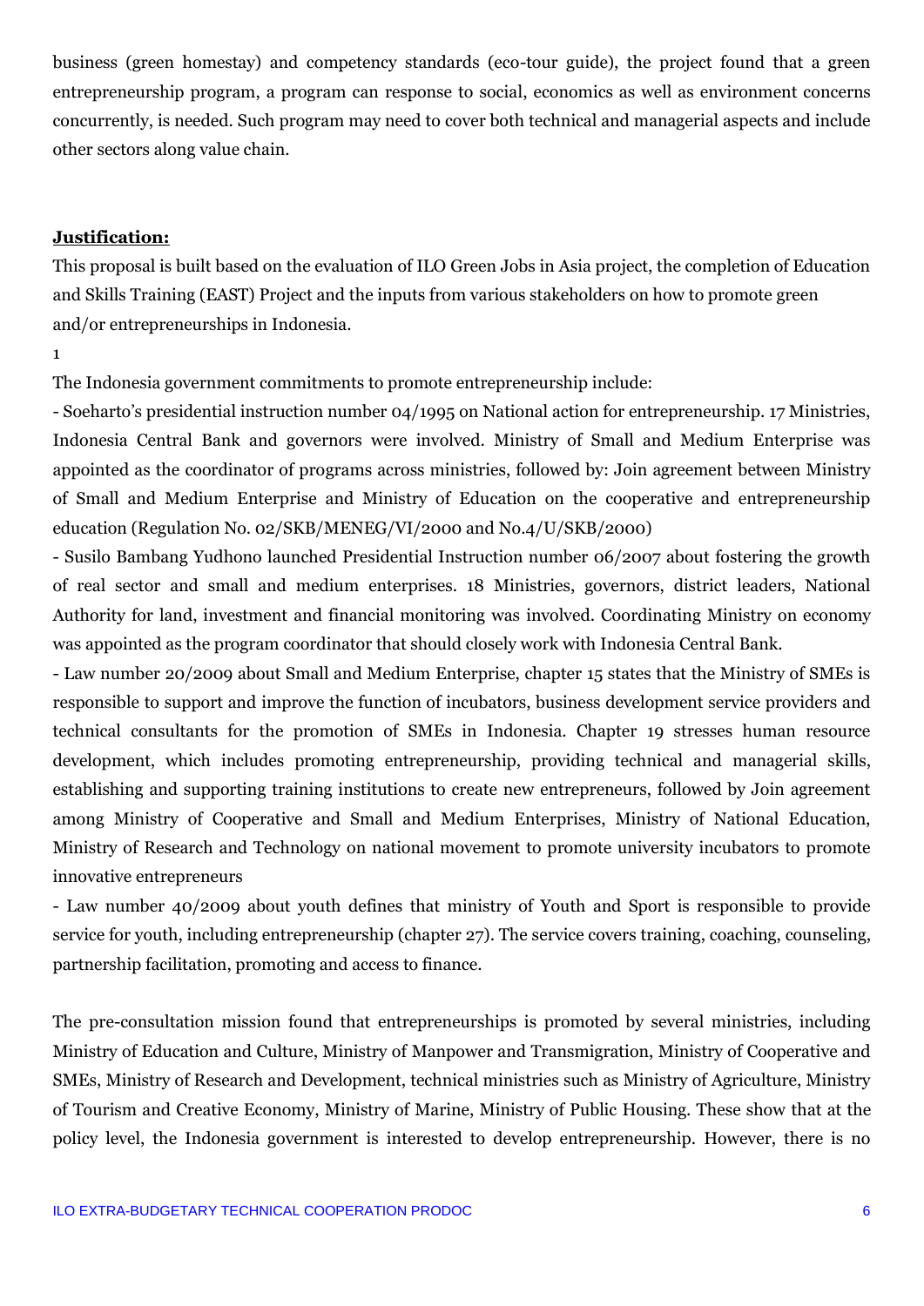business (green homestay) and competency standards (eco-tour guide), the project found that a green entrepreneurship program, a program can response to social, economics as well as environment concerns concurrently, is needed. Such program may need to cover both technical and managerial aspects and include other sectors along value chain.

**Justification:**

This proposal is built based on the evaluation of ILO Green Jobs in Asia project, the completion of Education and Skills Training (EAST) Project and the inputs from various stakeholders on how to promote green and/or entrepreneurships in Indonesia.

1

The Indonesia government commitments to promote entrepreneurship include:

- Soeharto's presidential instruction number 04/1995 on National action for entrepreneurship. 17 Ministries, Indonesia Central Bank and governors were involved. Ministry of Small and Medium Enterprise was appointed as the coordinator of programs across ministries, followed by: Join agreement between Ministry of Small and Medium Enterprise and Ministry of Education on the cooperative and entrepreneurship education (Regulation No. 02/SKB/MENEG/VI/2000 and No.4/U/SKB/2000)
- Susilo Bambang Yudhono launched Presidential Instruction number 06/2007 about fostering the growth of real sector and small and medium enterprises. 18 Ministries, governors, district leaders, National Authority for land, investment and financial monitoring was involved. Coordinating Ministry on economy was appointed as the program coordinator that should closely work with Indonesia Central Bank.
- Law number 20/2009 about Small and Medium Enterprise, chapter 15 states that the Ministry of SMEs is responsible to support and improve the function of incubators, business development service providers and technical consultants for the promotion of SMEs in Indonesia. Chapter 19 stresses human resource development, which includes promoting entrepreneurship, providing technical and managerial skills, establishing and supporting training institutions to create new entrepreneurs, followed by Join agreement among Ministry of Cooperative and Small and Medium Enterprises, Ministry of National Education, Ministry of Research and Technology on national movement to promote university incubators to promote innovative entrepreneurs
- Law number 40/2009 about youth defines that ministry of Youth and Sport is responsible to provide service for youth, including entrepreneurship (chapter 27). The service covers training, coaching, counseling, partnership facilitation, promoting and access to finance.

The pre-consultation mission found that entrepreneurships is promoted by several ministries, including Ministry of Education and Culture, Ministry of Manpower and Transmigration, Ministry of Cooperative and SMEs, Ministry of Research and Development, technical ministries such as Ministry of Agriculture, Ministry of Tourism and Creative Economy, Ministry of Marine, Ministry of Public Housing. These show that at the policy level, the Indonesia government is interested to develop entrepreneurship. However, there is no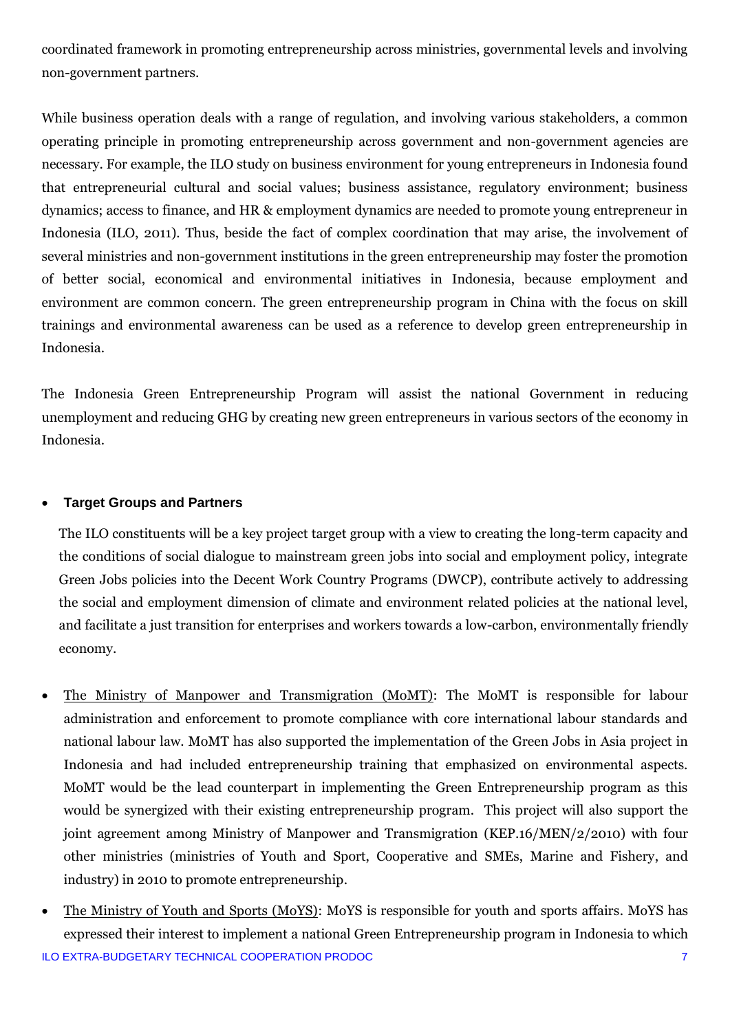coordinated framework in promoting entrepreneurship across ministries, governmental levels and involving non-government partners.

While business operation deals with a range of regulation, and involving various stakeholders, a common operating principle in promoting entrepreneurship across government and non-government agencies are necessary. For example, the ILO study on business environment for young entrepreneurs in Indonesia found that entrepreneurial cultural and social values; business assistance, regulatory environment; business dynamics; access to finance, and HR & employment dynamics are needed to promote young entrepreneur in Indonesia (ILO, 2011). Thus, beside the fact of complex coordination that may arise, the involvement of several ministries and non-government institutions in the green entrepreneurship may foster the promotion of better social, economical and environmental initiatives in Indonesia, because employment and environment are common concern. The green entrepreneurship program in China with the focus on skill trainings and environmental awareness can be used as a reference to develop green entrepreneurship in Indonesia.

The Indonesia Green Entrepreneurship Program will assist the national Government in reducing unemployment and reducing GHG by creating new green entrepreneurs in various sectors of the economy in Indonesia.

- **Target Groups and Partners**

The ILO constituents will be a key project target group with a view to creating the long-term capacity and the conditions of social dialogue to mainstream green jobs into social and employment policy, integrate Green Jobs policies into the Decent Work Country Programs (DWCP), contribute actively to addressing the social and employment dimension of climate and environment related policies at the national level, and facilitate a just transition for enterprises and workers towards a low-carbon, environmentally friendly economy.

- The Ministry of Manpower and Transmigration (MoMT): The MoMT is responsible for labour administration and enforcement to promote compliance with core international labour standards and national labour law. MoMT has also supported the implementation of the Green Jobs in Asia project in Indonesia and had included entrepreneurship training that emphasized on environmental aspects. MoMT would be the lead counterpart in implementing the Green Entrepreneurship program as this would be synergized with their existing entrepreneurship program. This project will also support the joint agreement among Ministry of Manpower and Transmigration (KEP.16/MEN/2/2010) with four other ministries (ministries of Youth and Sport, Cooperative and SMEs, Marine and Fishery, and industry) in 2010 to promote entrepreneurship.
- The Ministry of Youth and Sports (MoYS): MoYS is responsible for youth and sports affairs. MoYS has expressed their interest to implement a national Green Entrepreneurship program in Indonesia to which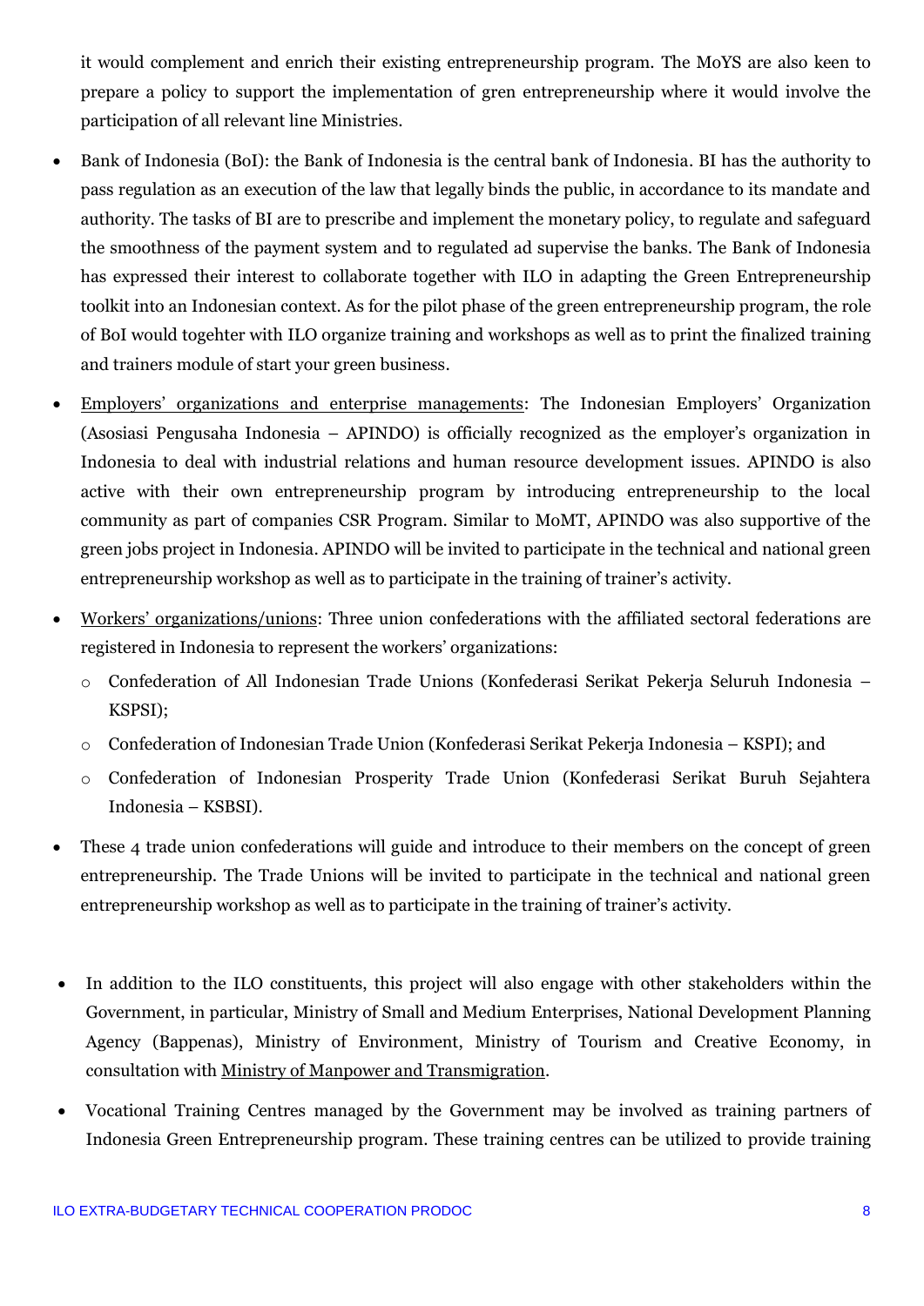it would complement and enrich their existing entrepreneurship program. The MoYS are also keen to prepare a policy to support the implementation of gren entrepreneurship where it would involve the participation of all relevant line Ministries.

- Bank of Indonesia (BoI): the Bank of Indonesia is the central bank of Indonesia. BI has the authority to pass regulation as an execution of the law that legally binds the public, in accordance to its mandate and authority. The tasks of BI are to prescribe and implement the monetary policy, to regulate and safeguard the smoothness of the payment system and to regulated ad supervise the banks. The Bank of Indonesia has expressed their interest to collaborate together with ILO in adapting the Green Entrepreneurship toolkit into an Indonesian context. As for the pilot phase of the green entrepreneurship program, the role of BoI would togehter with ILO organize training and workshops as well as to print the finalized training and trainers module of start your green business.
- Employers' organizations and enterprise managements: The Indonesian Employers' Organization (Asosiasi Pengusaha Indonesia – APINDO) is officially recognized as the employer's organization in Indonesia to deal with industrial relations and human resource development issues. APINDO is also active with their own entrepreneurship program by introducing entrepreneurship to the local community as part of companies CSR Program. Similar to MoMT, APINDO was also supportive of the green jobs project in Indonesia. APINDO will be invited to participate in the technical and national green entrepreneurship workshop as well as to participate in the training of trainer's activity.
- Workers' organizations/unions: Three union confederations with the affiliated sectoral federations are registered in Indonesia to represent the workers' organizations:
  - Confederation of All Indonesian Trade Unions (Konfederasi Serikat Pekerja Seluruh Indonesia – KSPSI);
  - Confederation of Indonesian Trade Union (Konfederasi Serikat Pekerja Indonesia – KSPI); and
  - Confederation of Indonesian Prosperity Trade Union (Konfederasi Serikat Buruh Sejahtera Indonesia – KSBSI).
- These 4 trade union confederations will guide and introduce to their members on the concept of green entrepreneurship. The Trade Unions will be invited to participate in the technical and national green entrepreneurship workshop as well as to participate in the training of trainer's activity.

- In addition to the ILO constituents, this project will also engage with other stakeholders within the Government, in particular, Ministry of Small and Medium Enterprises, National Development Planning Agency (Bappenas), Ministry of Environment, Ministry of Tourism and Creative Economy, in consultation with Ministry of Manpower and Transmigration.
- Vocational Training Centres managed by the Government may be involved as training partners of Indonesia Green Entrepreneurship program. These training centres can be utilized to provide training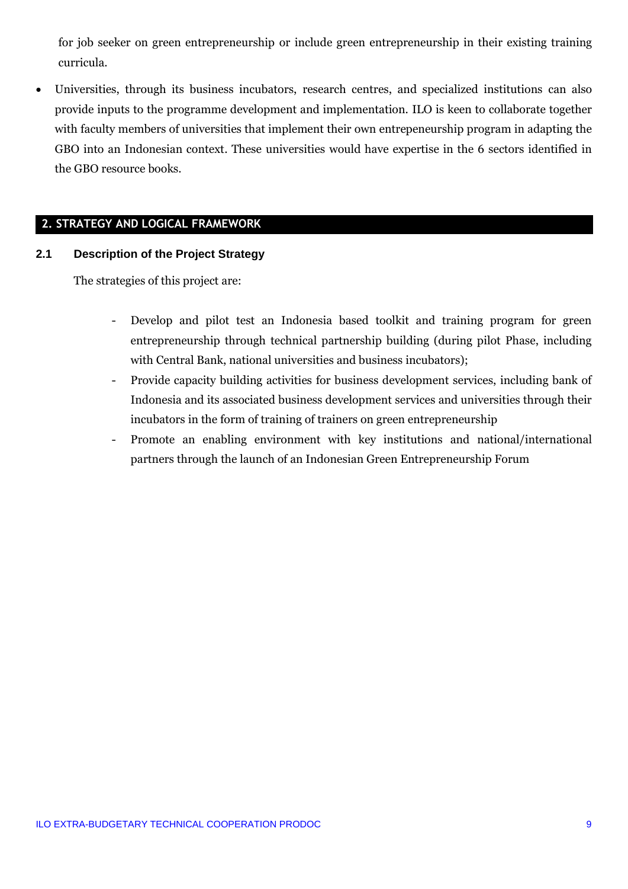for job seeker on green entrepreneurship or include green entrepreneurship in their existing training curricula.

- Universities, through its business incubators, research centres, and specialized institutions can also provide inputs to the programme development and implementation. ILO is keen to collaborate together with faculty members of universities that implement their own entrepeneurship program in adapting the GBO into an Indonesian context. These universities would have expertise in the 6 sectors identified in the GBO resource books.

## 2. STRATEGY AND LOGICAL FRAMEWORK

### 2.1 Description of the Project Strategy

The strategies of this project are:

- Develop and pilot test an Indonesia based toolkit and training program for green entrepreneurship through technical partnership building (during pilot Phase, including with Central Bank, national universities and business incubators);
- Provide capacity building activities for business development services, including bank of Indonesia and its associated business development services and universities through their incubators in the form of training of trainers on green entrepreneurship
- Promote an enabling environment with key institutions and national/international partners through the launch of an Indonesian Green Entrepreneurship Forum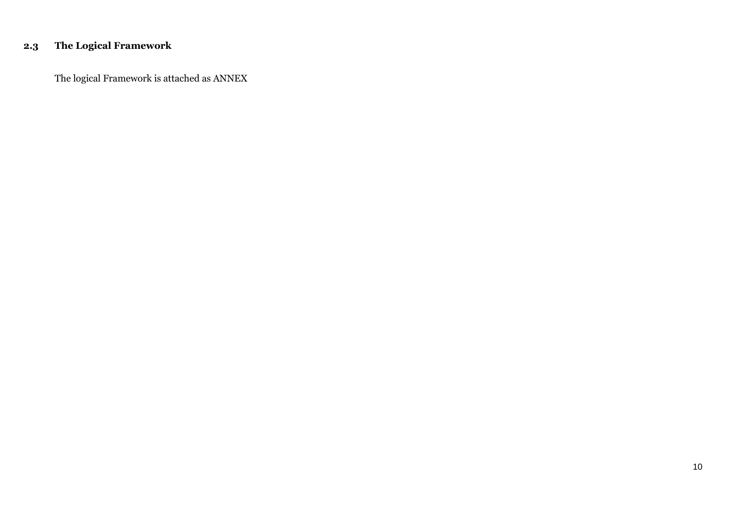### 2.3 The Logical Framework

The logical Framework is attached as ANNEX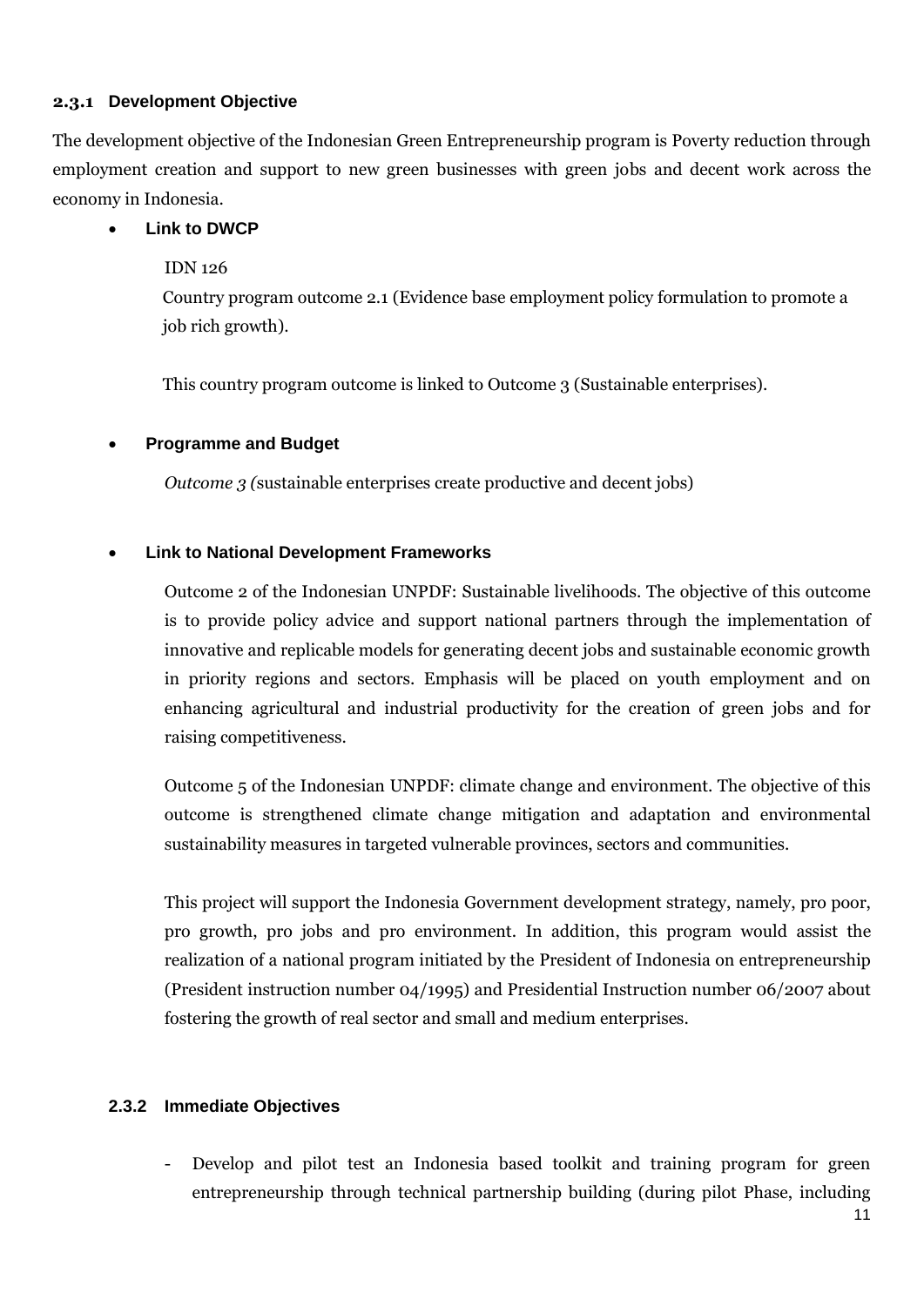### 2.3.1 Development Objective

The development objective of the Indonesian Green Entrepreneurship program is Poverty reduction through employment creation and support to new green businesses with green jobs and decent work across the economy in Indonesia.

- **Link to DWCP**

  IDN 126

  Country program outcome 2.1 (Evidence base employment policy formulation to promote a job rich growth).

  This country program outcome is linked to Outcome 3 (Sustainable enterprises).

- **Programme and Budget**

  *Outcome 3 (*sustainable enterprises create productive and decent jobs)

- **Link to National Development Frameworks**

  Outcome 2 of the Indonesian UNPDF: Sustainable livelihoods. The objective of this outcome is to provide policy advice and support national partners through the implementation of innovative and replicable models for generating decent jobs and sustainable economic growth in priority regions and sectors. Emphasis will be placed on youth employment and on enhancing agricultural and industrial productivity for the creation of green jobs and for raising competitiveness.

  Outcome 5 of the Indonesian UNPDF: climate change and environment. The objective of this outcome is strengthened climate change mitigation and adaptation and environmental sustainability measures in targeted vulnerable provinces, sectors and communities.

  This project will support the Indonesia Government development strategy, namely, pro poor, pro growth, pro jobs and pro environment. In addition, this program would assist the realization of a national program initiated by the President of Indonesia on entrepreneurship (President instruction number 04/1995) and Presidential Instruction number 06/2007 about fostering the growth of real sector and small and medium enterprises.

### 2.3.2 Immediate Objectives

- Develop and pilot test an Indonesia based toolkit and training program for green entrepreneurship through technical partnership building (during pilot Phase, including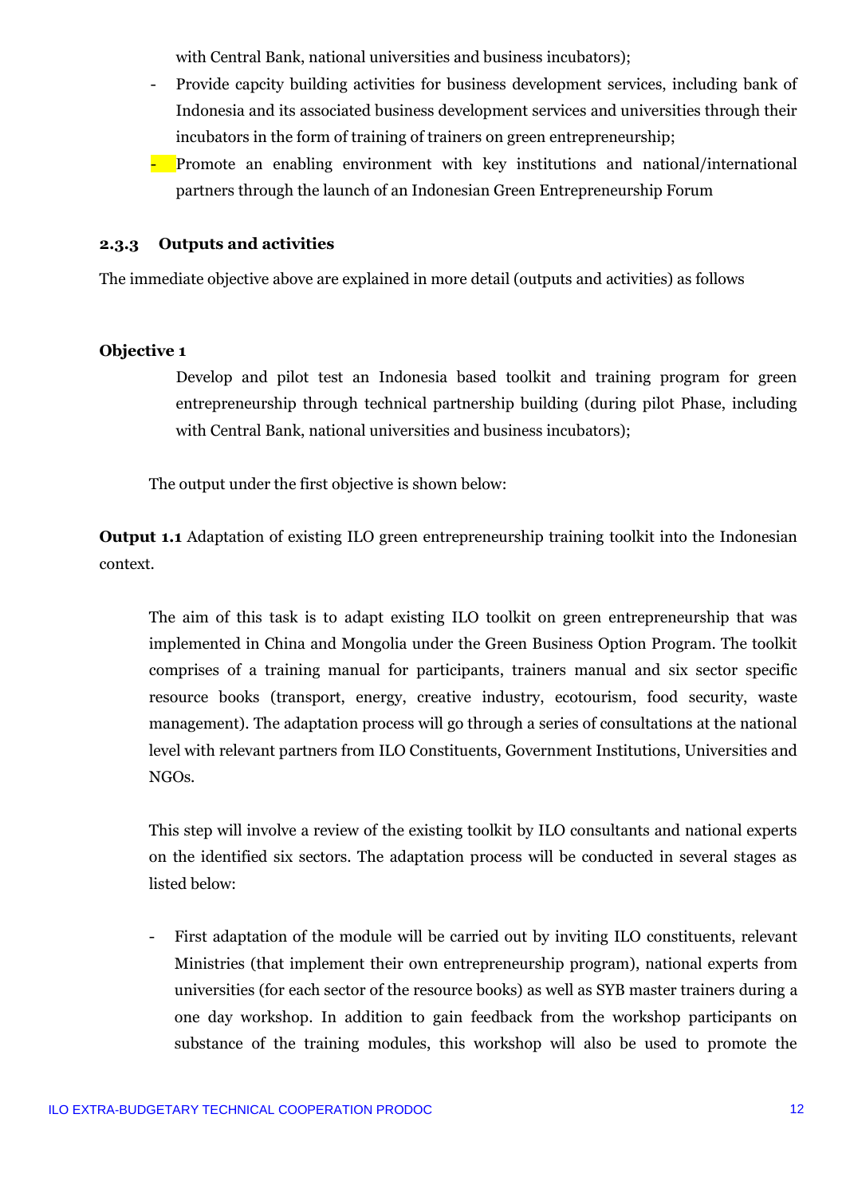with Central Bank, national universities and business incubators);

- Provide capcity building activities for business development services, including bank of Indonesia and its associated business development services and universities through their incubators in the form of training of trainers on green entrepreneurship;
- Promote an enabling environment with key institutions and national/international partners through the launch of an Indonesian Green Entrepreneurship Forum

### 2.3.3 Outputs and activities

The immediate objective above are explained in more detail (outputs and activities) as follows

**Objective 1**

Develop and pilot test an Indonesia based toolkit and training program for green entrepreneurship through technical partnership building (during pilot Phase, including with Central Bank, national universities and business incubators);

The output under the first objective is shown below:

**Output 1.1** Adaptation of existing ILO green entrepreneurship training toolkit into the Indonesian context.

The aim of this task is to adapt existing ILO toolkit on green entrepreneurship that was implemented in China and Mongolia under the Green Business Option Program. The toolkit comprises of a training manual for participants, trainers manual and six sector specific resource books (transport, energy, creative industry, ecotourism, food security, waste management). The adaptation process will go through a series of consultations at the national level with relevant partners from ILO Constituents, Government Institutions, Universities and NGOs.

This step will involve a review of the existing toolkit by ILO consultants and national experts on the identified six sectors. The adaptation process will be conducted in several stages as listed below:

- First adaptation of the module will be carried out by inviting ILO constituents, relevant Ministries (that implement their own entrepreneurship program), national experts from universities (for each sector of the resource books) as well as SYB master trainers during a one day workshop. In addition to gain feedback from the workshop participants on substance of the training modules, this workshop will also be used to promote the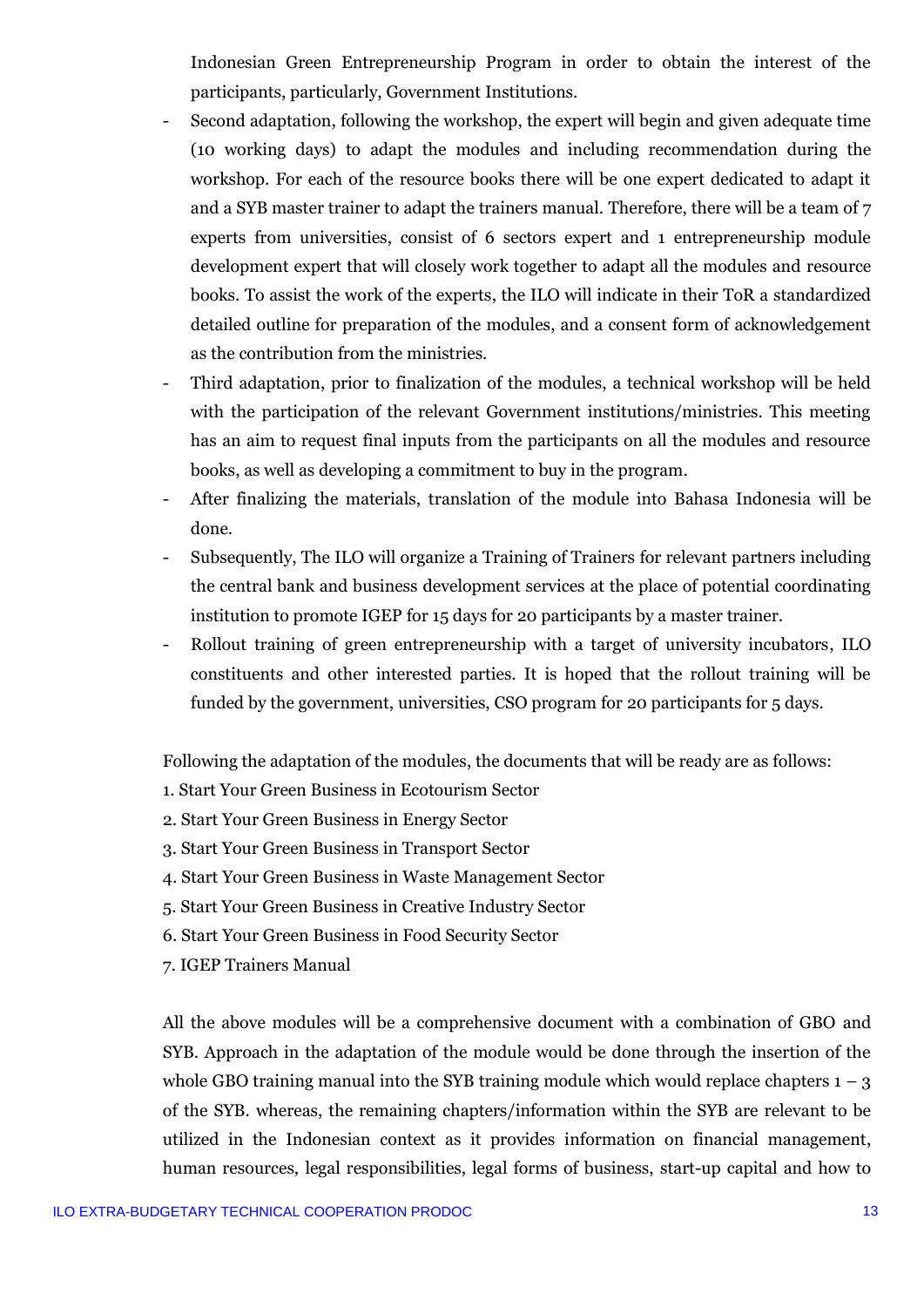Indonesian Green Entrepreneurship Program in order to obtain the interest of the participants, particularly, Government Institutions.

- Second adaptation, following the workshop, the expert will begin and given adequate time (10 working days) to adapt the modules and including recommendation during the workshop. For each of the resource books there will be one expert dedicated to adapt it and a SYB master trainer to adapt the trainers manual. Therefore, there will be a team of 7 experts from universities, consist of 6 sectors expert and 1 entrepreneurship module development expert that will closely work together to adapt all the modules and resource books. To assist the work of the experts, the ILO will indicate in their ToR a standardized detailed outline for preparation of the modules, and a consent form of acknowledgement as the contribution from the ministries.
- Third adaptation, prior to finalization of the modules, a technical workshop will be held with the participation of the relevant Government institutions/ministries. This meeting has an aim to request final inputs from the participants on all the modules and resource books, as well as developing a commitment to buy in the program.
- After finalizing the materials, translation of the module into Bahasa Indonesia will be done.
- Subsequently, The ILO will organize a Training of Trainers for relevant partners including the central bank and business development services at the place of potential coordinating institution to promote IGEP for 15 days for 20 participants by a master trainer.
- Rollout training of green entrepreneurship with a target of university incubators, ILO constituents and other interested parties. It is hoped that the rollout training will be funded by the government, universities, CSO program for 20 participants for 5 days.

Following the adaptation of the modules, the documents that will be ready are as follows:

1. Start Your Green Business in Ecotourism Sector
2. Start Your Green Business in Energy Sector
3. Start Your Green Business in Transport Sector
4. Start Your Green Business in Waste Management Sector
5. Start Your Green Business in Creative Industry Sector
6. Start Your Green Business in Food Security Sector
7. IGEP Trainers Manual

All the above modules will be a comprehensive document with a combination of GBO and SYB. Approach in the adaptation of the module would be done through the insertion of the whole GBO training manual into the SYB training module which would replace chapters 1 – 3 of the SYB. whereas, the remaining chapters/information within the SYB are relevant to be utilized in the Indonesian context as it provides information on financial management, human resources, legal responsibilities, legal forms of business, start-up capital and how to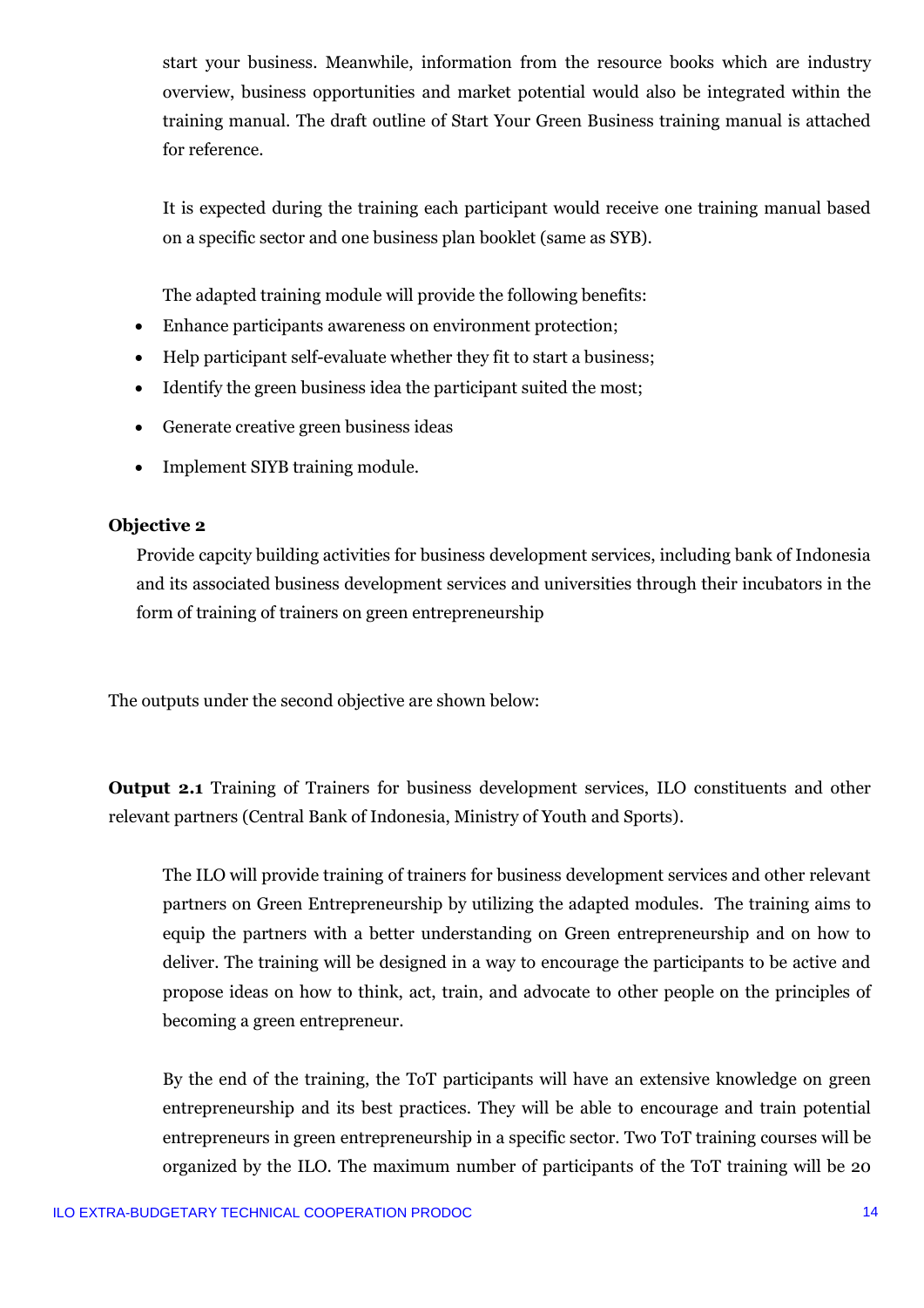start your business. Meanwhile, information from the resource books which are industry overview, business opportunities and market potential would also be integrated within the training manual. The draft outline of Start Your Green Business training manual is attached for reference.

It is expected during the training each participant would receive one training manual based on a specific sector and one business plan booklet (same as SYB).

The adapted training module will provide the following benefits:

- Enhance participants awareness on environment protection;
- Help participant self-evaluate whether they fit to start a business;
- Identify the green business idea the participant suited the most;
- Generate creative green business ideas
- Implement SIYB training module.

**Objective 2**

Provide capcity building activities for business development services, including bank of Indonesia and its associated business development services and universities through their incubators in the form of training of trainers on green entrepreneurship

The outputs under the second objective are shown below:

**Output 2.1** Training of Trainers for business development services, ILO constituents and other relevant partners (Central Bank of Indonesia, Ministry of Youth and Sports).

The ILO will provide training of trainers for business development services and other relevant partners on Green Entrepreneurship by utilizing the adapted modules. The training aims to equip the partners with a better understanding on Green entrepreneurship and on how to deliver. The training will be designed in a way to encourage the participants to be active and propose ideas on how to think, act, train, and advocate to other people on the principles of becoming a green entrepreneur.

By the end of the training, the ToT participants will have an extensive knowledge on green entrepreneurship and its best practices. They will be able to encourage and train potential entrepreneurs in green entrepreneurship in a specific sector. Two ToT training courses will be organized by the ILO. The maximum number of participants of the ToT training will be 20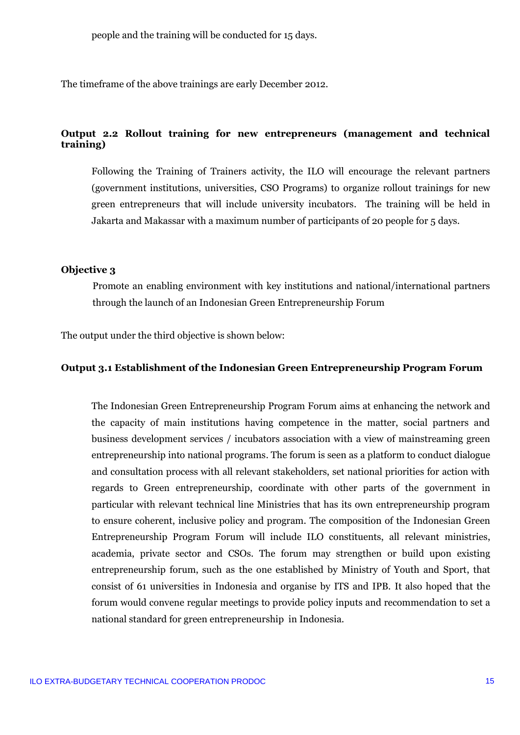people and the training will be conducted for 15 days.

The timeframe of the above trainings are early December 2012.

**Output 2.2 Rollout training for new entrepreneurs (management and technical training)**

Following the Training of Trainers activity, the ILO will encourage the relevant partners (government institutions, universities, CSO Programs) to organize rollout trainings for new green entrepreneurs that will include university incubators. The training will be held in Jakarta and Makassar with a maximum number of participants of 20 people for 5 days.

**Objective 3**

Promote an enabling environment with key institutions and national/international partners through the launch of an Indonesian Green Entrepreneurship Forum

The output under the third objective is shown below:

**Output 3.1 Establishment of the Indonesian Green Entrepreneurship Program Forum**

The Indonesian Green Entrepreneurship Program Forum aims at enhancing the network and the capacity of main institutions having competence in the matter, social partners and business development services / incubators association with a view of mainstreaming green entrepreneurship into national programs. The forum is seen as a platform to conduct dialogue and consultation process with all relevant stakeholders, set national priorities for action with regards to Green entrepreneurship, coordinate with other parts of the government in particular with relevant technical line Ministries that has its own entrepreneurship program to ensure coherent, inclusive policy and program. The composition of the Indonesian Green Entrepreneurship Program Forum will include ILO constituents, all relevant ministries, academia, private sector and CSOs. The forum may strengthen or build upon existing entrepreneurship forum, such as the one established by Ministry of Youth and Sport, that consist of 61 universities in Indonesia and organise by ITS and IPB. It also hoped that the forum would convene regular meetings to provide policy inputs and recommendation to set a national standard for green entrepreneurship in Indonesia.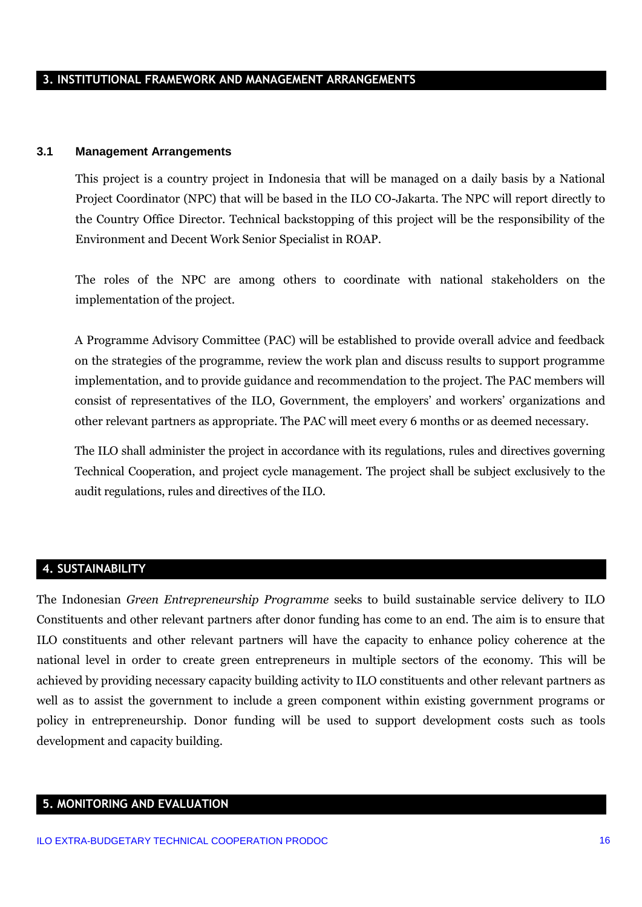## 3. INSTITUTIONAL FRAMEWORK AND MANAGEMENT ARRANGEMENTS

### 3.1 Management Arrangements

This project is a country project in Indonesia that will be managed on a daily basis by a National Project Coordinator (NPC) that will be based in the ILO CO-Jakarta. The NPC will report directly to the Country Office Director. Technical backstopping of this project will be the responsibility of the Environment and Decent Work Senior Specialist in ROAP.

The roles of the NPC are among others to coordinate with national stakeholders on the implementation of the project.

A Programme Advisory Committee (PAC) will be established to provide overall advice and feedback on the strategies of the programme, review the work plan and discuss results to support programme implementation, and to provide guidance and recommendation to the project. The PAC members will consist of representatives of the ILO, Government, the employers' and workers' organizations and other relevant partners as appropriate. The PAC will meet every 6 months or as deemed necessary.

The ILO shall administer the project in accordance with its regulations, rules and directives governing Technical Cooperation, and project cycle management. The project shall be subject exclusively to the audit regulations, rules and directives of the ILO.

## 4. SUSTAINABILITY

The Indonesian *Green Entrepreneurship Programme* seeks to build sustainable service delivery to ILO Constituents and other relevant partners after donor funding has come to an end. The aim is to ensure that ILO constituents and other relevant partners will have the capacity to enhance policy coherence at the national level in order to create green entrepreneurs in multiple sectors of the economy. This will be achieved by providing necessary capacity building activity to ILO constituents and other relevant partners as well as to assist the government to include a green component within existing government programs or policy in entrepreneurship. Donor funding will be used to support development costs such as tools development and capacity building.

## 5. MONITORING AND EVALUATION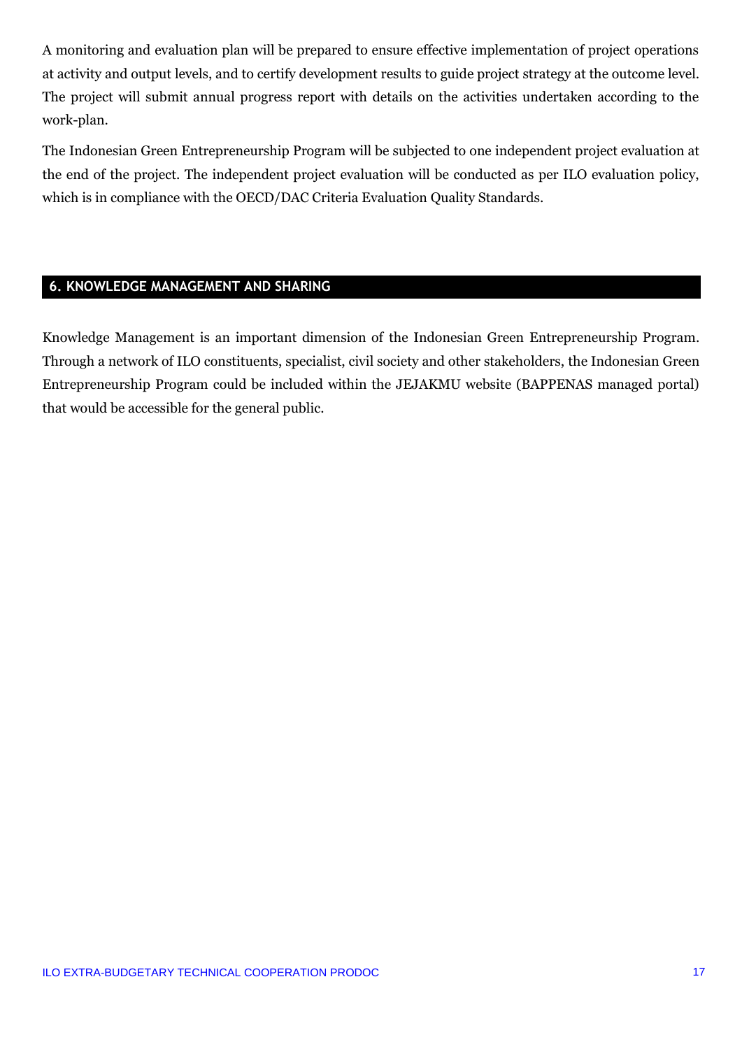A monitoring and evaluation plan will be prepared to ensure effective implementation of project operations at activity and output levels, and to certify development results to guide project strategy at the outcome level. The project will submit annual progress report with details on the activities undertaken according to the work-plan.

The Indonesian Green Entrepreneurship Program will be subjected to one independent project evaluation at the end of the project. The independent project evaluation will be conducted as per ILO evaluation policy, which is in compliance with the OECD/DAC Criteria Evaluation Quality Standards.

## 6. KNOWLEDGE MANAGEMENT AND SHARING

Knowledge Management is an important dimension of the Indonesian Green Entrepreneurship Program. Through a network of ILO constituents, specialist, civil society and other stakeholders, the Indonesian Green Entrepreneurship Program could be included within the JEJAKMU website (BAPPENAS managed portal) that would be accessible for the general public.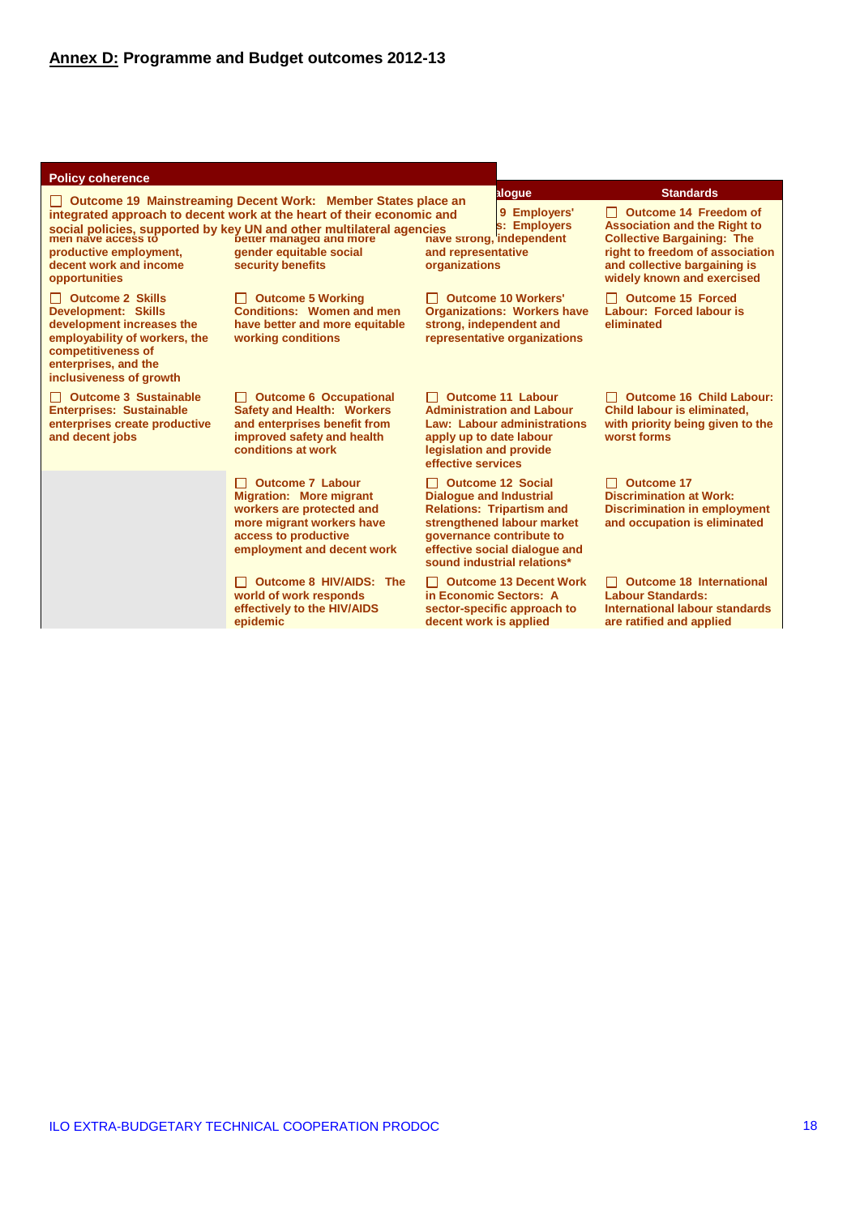## Annex D: Programme and Budget outcomes 2012-13

**Policy coherence**

☐ **Outcome 19 Mainstreaming Decent Work: Member States place an integrated approach to decent work at the heart of their economic and social policies, supported by key UN and other multilateral agencies**

| | | alogue | Standards |
|---|---|---|---|
| men have access to productive employment, decent work and income opportunities | better managed and more gender equitable social security benefits | 9 Employers' s: Employers have strong, independent and representative organizations | ☐ Outcome 14 Freedom of Association and the Right to Collective Bargaining: The right to freedom of association and collective bargaining is widely known and exercised |
| ☐ Outcome 2 Skills Development: Skills development increases the employability of workers, the competitiveness of enterprises, and the inclusiveness of growth | ☐ Outcome 5 Working Conditions: Women and men have better and more equitable working conditions | ☐ Outcome 10 Workers' Organizations: Workers have strong, independent and representative organizations | ☐ Outcome 15 Forced Labour: Forced labour is eliminated |
| ☐ Outcome 3 Sustainable Enterprises: Sustainable enterprises create productive and decent jobs | ☐ Outcome 6 Occupational Safety and Health: Workers and enterprises benefit from improved safety and health conditions at work | ☐ Outcome 11 Labour Administration and Labour Law: Labour administrations apply up to date labour legislation and provide effective services | ☐ Outcome 16 Child Labour: Child labour is eliminated, with priority being given to the worst forms |
| | ☐ Outcome 7 Labour Migration: More migrant workers are protected and more migrant workers have access to productive employment and decent work | ☐ Outcome 12 Social Dialogue and Industrial Relations: Tripartism and strengthened labour market governance contribute to effective social dialogue and sound industrial relations* | ☐ Outcome 17 Discrimination at Work: Discrimination in employment and occupation is eliminated |
| | ☐ Outcome 8 HIV/AIDS: The world of work responds effectively to the HIV/AIDS epidemic | ☐ Outcome 13 Decent Work in Economic Sectors: A sector-specific approach to decent work is applied | ☐ Outcome 18 International Labour Standards: International labour standards are ratified and applied |